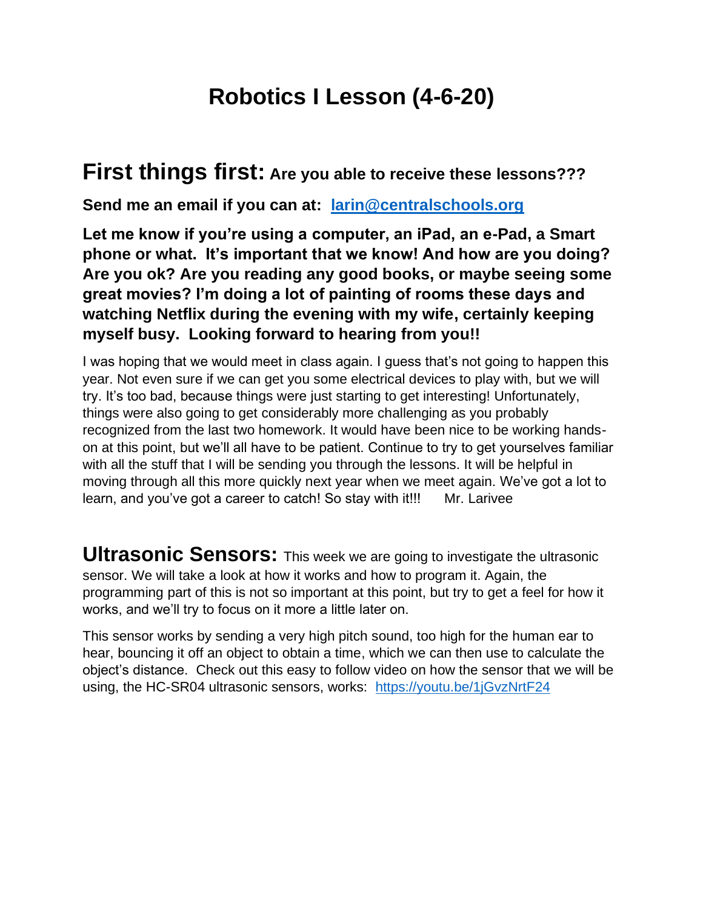# Robotics I Lesson (4-6-20)

## First things first: **Are you able to receive these lessons???**

**Send me an email if you can at: [larin@centralschools.org](mailto:larin@centralschools.org)**

**Let me know if you're using a computer, an iPad, an e-Pad, a Smart phone or what. It's important that we know! And how are you doing? Are you ok? Are you reading any good books, or maybe seeing some great movies? I'm doing a lot of painting of rooms these days and watching Netflix during the evening with my wife, certainly keeping myself busy. Looking forward to hearing from you!!**

I was hoping that we would meet in class again. I guess that's not going to happen this year. Not even sure if we can get you some electrical devices to play with, but we will try. It's too bad, because things were just starting to get interesting! Unfortunately, things were also going to get considerably more challenging as you probably recognized from the last two homework. It would have been nice to be working hands-on at this point, but we'll all have to be patient. Continue to try to get yourselves familiar with all the stuff that I will be sending you through the lessons. It will be helpful in moving through all this more quickly next year when we meet again. We've got a lot to learn, and you've got a career to catch! So stay with it!!! Mr. Larivee

## Ultrasonic Sensors:

This week we are going to investigate the ultrasonic sensor. We will take a look at how it works and how to program it. Again, the programming part of this is not so important at this point, but try to get a feel for how it works, and we'll try to focus on it more a little later on.

This sensor works by sending a very high pitch sound, too high for the human ear to hear, bouncing it off an object to obtain a time, which we can then use to calculate the object's distance. Check out this easy to follow video on how the sensor that we will be using, the HC-SR04 ultrasonic sensors, works: [https://youtu.be/1jGvzNrtF24](https://youtu.be/1jGvzNrtF24)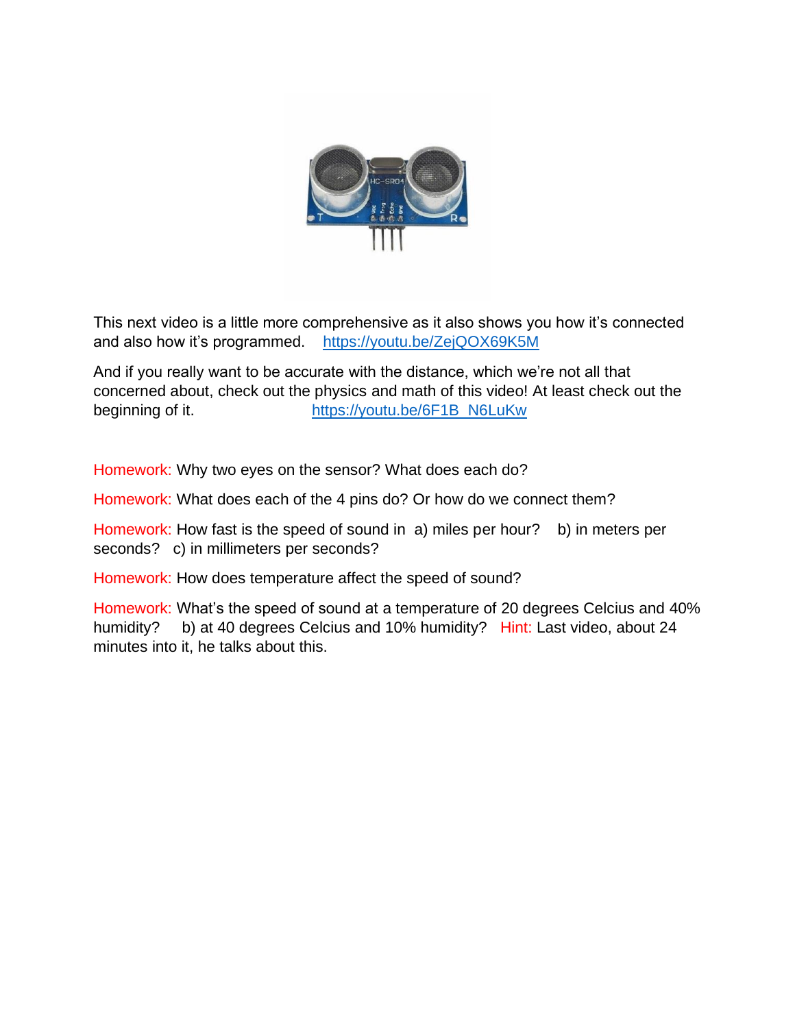This next video is a little more comprehensive as it also shows you how it's connected and also how it's programmed. https://youtu.be/ZejQOX69K5M

And if you really want to be accurate with the distance, which we're not all that concerned about, check out the physics and math of this video! At least check out the beginning of it. https://youtu.be/6F1B_N6LuKw

Homework: Why two eyes on the sensor? What does each do?

Homework: What does each of the 4 pins do? Or how do we connect them?

Homework: How fast is the speed of sound in a) miles per hour? b) in meters per seconds? c) in millimeters per seconds?

Homework: How does temperature affect the speed of sound?

Homework: What's the speed of sound at a temperature of 20 degrees Celcius and 40% humidity? b) at 40 degrees Celcius and 10% humidity? Hint: Last video, about 24 minutes into it, he talks about this.